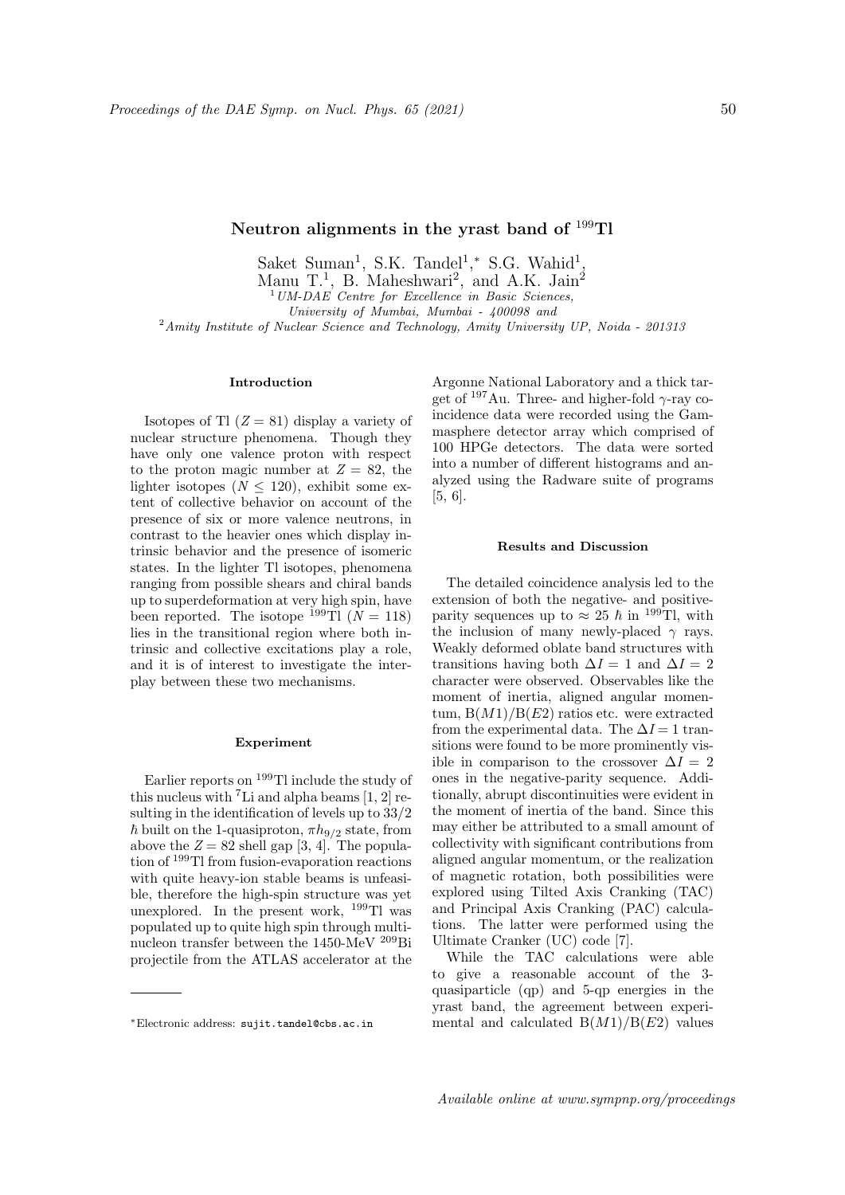# Neutron alignments in the yrast band of $^{199}$Tl

Saket Suman[1], S.K. Tandel[1],* S.G. Wahid[1], Manu T.[1], B. Maheshwari[2], and A.K. Jain[2]

[1] *UM-DAE Centre for Excellence in Basic Sciences, University of Mumbai, Mumbai - 400098 and*
[2] *Amity Institute of Nuclear Science and Technology, Amity University UP, Noida - 201313*

### Introduction

Isotopes of Tl ($Z = 81$) display a variety of nuclear structure phenomena. Though they have only one valence proton with respect to the proton magic number at $Z = 82$, the lighter isotopes ($N \leq 120$), exhibit some extent of collective behavior on account of the presence of six or more valence neutrons, in contrast to the heavier ones which display intrinsic behavior and the presence of isomeric states. In the lighter Tl isotopes, phenomena ranging from possible shears and chiral bands up to superdeformation at very high spin, have been reported. The isotope $^{199}$Tl ($N = 118$) lies in the transitional region where both intrinsic and collective excitations play a role, and it is of interest to investigate the interplay between these two mechanisms.

### Experiment

Earlier reports on $^{199}$Tl include the study of this nucleus with $^{7}$Li and alpha beams [1, 2] resulting in the identification of levels up to $33/2$ $\hbar$ built on the 1-quasiproton, $\pi h_{9/2}$ state, from above the $Z = 82$ shell gap [3, 4]. The population of $^{199}$Tl from fusion-evaporation reactions with quite heavy-ion stable beams is unfeasible, therefore the high-spin structure was yet unexplored. In the present work, $^{199}$Tl was populated up to quite high spin through multi-nucleon transfer between the 1450-MeV $^{209}$Bi projectile from the ATLAS accelerator at the Argonne National Laboratory and a thick target of $^{197}$Au. Three- and higher-fold $\gamma$-ray coincidence data were recorded using the Gammasphere detector array which comprised of 100 HPGe detectors. The data were sorted into a number of different histograms and analyzed using the Radware suite of programs [5, 6].

### Results and Discussion

The detailed coincidence analysis led to the extension of both the negative- and positive-parity sequences up to $\approx 25$ $\hbar$ in $^{199}$Tl, with the inclusion of many newly-placed $\gamma$ rays. Weakly deformed oblate band structures with transitions having both $\Delta I = 1$ and $\Delta I = 2$ character were observed. Observables like the moment of inertia, aligned angular momentum, B($M1$)/B($E2$) ratios etc. were extracted from the experimental data. The $\Delta I = 1$ transitions were found to be more prominently visible in comparison to the crossover $\Delta I = 2$ ones in the negative-parity sequence. Additionally, abrupt discontinuities were evident in the moment of inertia of the band. Since this may either be attributed to a small amount of collectivity with significant contributions from aligned angular momentum, or the realization of magnetic rotation, both possibilities were explored using Tilted Axis Cranking (TAC) and Principal Axis Cranking (PAC) calculations. The latter were performed using the Ultimate Cranker (UC) code [7].

While the TAC calculations were able to give a reasonable account of the 3-quasiparticle (qp) and 5-qp energies in the yrast band, the agreement between experimental and calculated B($M1$)/B($E2$) values

*Electronic address: sujit.tandel@cbs.ac.in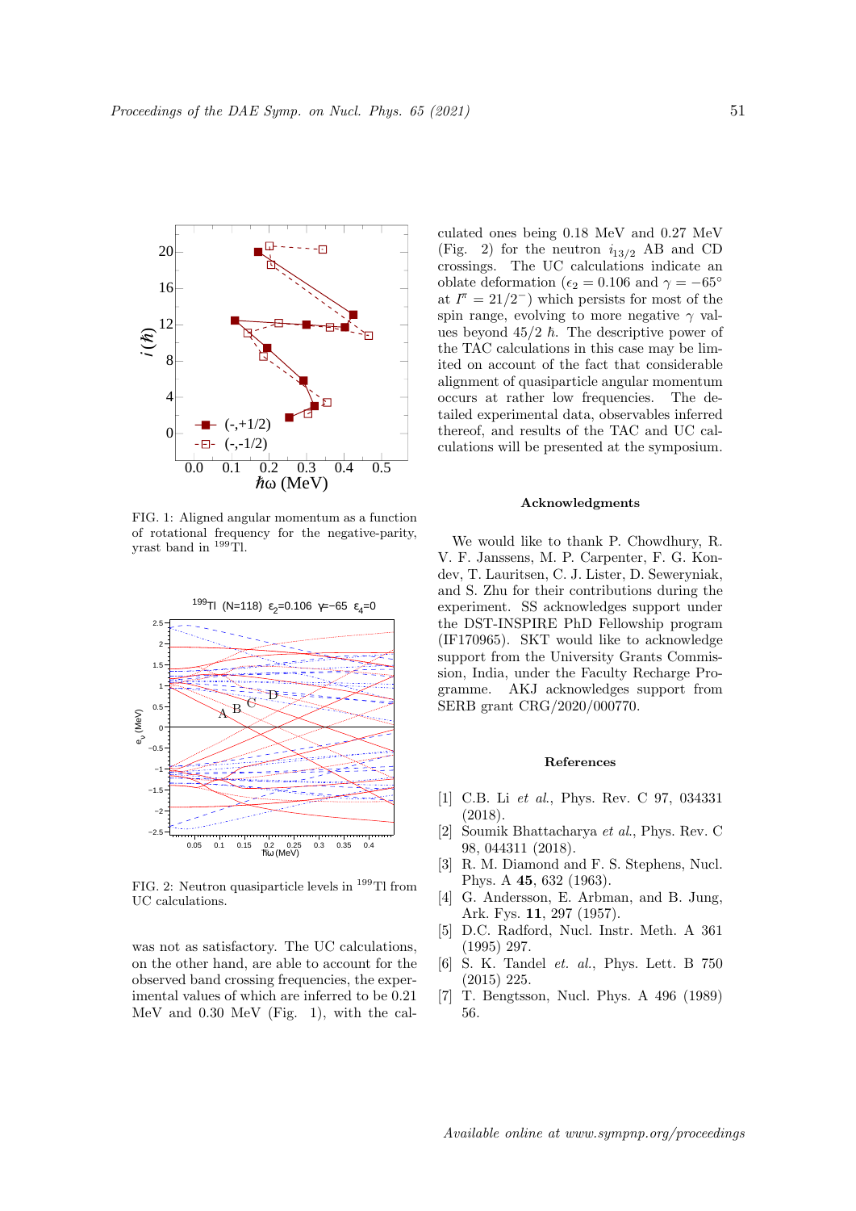20
16
12
8
4
0
$i\,(\hbar)$
0.0 0.1 0.2 0.3 0.4 0.5
$\hbar\omega$ (MeV)
(-,+1/2)
(-,-1/2)

FIG. 1: Aligned angular momentum as a function of rotational frequency for the negative-parity, yrast band in $^{199}$Tl.

$^{199}$Tl (N=118) $\varepsilon_2$=0.106 $\gamma$=−65 $\varepsilon_4$=0
$e_\nu$ (MeV)
$\hbar\omega$ (MeV)
A B C D

FIG. 2: Neutron quasiparticle levels in $^{199}$Tl from UC calculations.

was not as satisfactory. The UC calculations, on the other hand, are able to account for the observed band crossing frequencies, the experimental values of which are inferred to be 0.21 MeV and 0.30 MeV (Fig. 1), with the calculated ones being 0.18 MeV and 0.27 MeV (Fig. 2) for the neutron $i_{13/2}$ AB and CD crossings. The UC calculations indicate an oblate deformation ($\epsilon_2$ = 0.106 and $\gamma = -65^\circ$ at $I^\pi = 21/2^-$) which persists for most of the spin range, evolving to more negative $\gamma$ values beyond 45/2 $\hbar$. The descriptive power of the TAC calculations in this case may be limited on account of the fact that considerable alignment of quasiparticle angular momentum occurs at rather low frequencies. The detailed experimental data, observables inferred thereof, and results of the TAC and UC calculations will be presented at the symposium.

## Acknowledgments

We would like to thank P. Chowdhury, R. V. F. Janssens, M. P. Carpenter, F. G. Kondev, T. Lauritsen, C. J. Lister, D. Seweryniak, and S. Zhu for their contributions during the experiment. SS acknowledges support under the DST-INSPIRE PhD Fellowship program (IF170965). SKT would like to acknowledge support from the University Grants Commission, India, under the Faculty Recharge Programme. AKJ acknowledges support from SERB grant CRG/2020/000770.

## References

[1] C.B. Li *et al.*, Phys. Rev. C 97, 034331 (2018).

[2] Soumik Bhattacharya *et al.*, Phys. Rev. C 98, 044311 (2018).

[3] R. M. Diamond and F. S. Stephens, Nucl. Phys. A **45**, 632 (1963).

[4] G. Andersson, E. Arbman, and B. Jung, Ark. Fys. **11**, 297 (1957).

[5] D.C. Radford, Nucl. Instr. Meth. A 361 (1995) 297.

[6] S. K. Tandel *et. al.*, Phys. Lett. B 750 (2015) 225.

[7] T. Bengtsson, Nucl. Phys. A 496 (1989) 56.